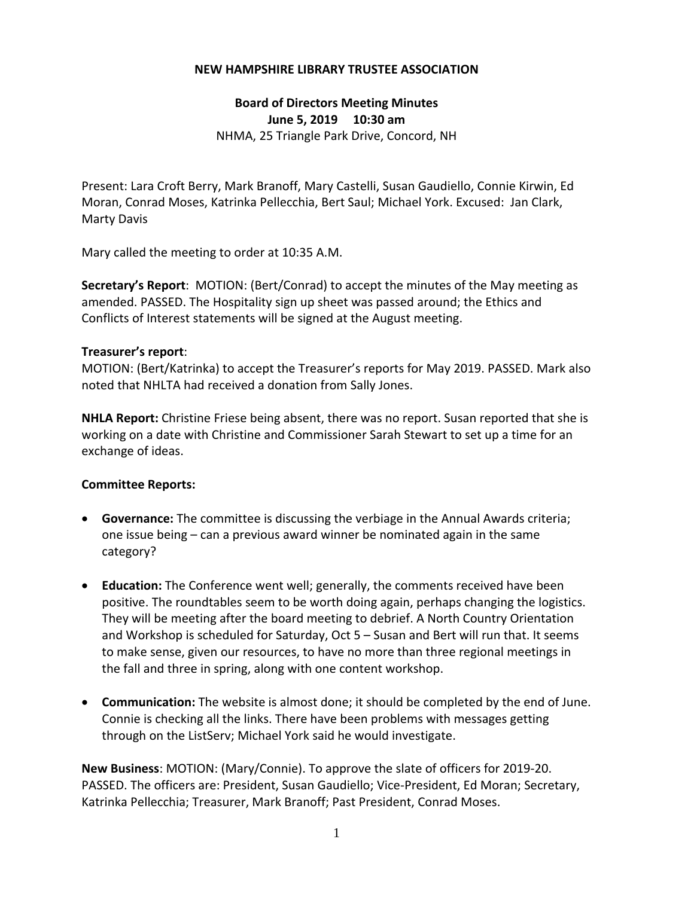# NEW HAMPSHIRE LIBRARY TRUSTEE ASSOCIATION

## Board of Directors Meeting Minutes
## June 5, 2019 10:30 am

NHMA, 25 Triangle Park Drive, Concord, NH

Present: Lara Croft Berry, Mark Branoff, Mary Castelli, Susan Gaudiello, Connie Kirwin, Ed Moran, Conrad Moses, Katrinka Pellecchia, Bert Saul; Michael York. Excused: Jan Clark, Marty Davis

Mary called the meeting to order at 10:35 A.M.

**Secretary's Report**: MOTION: (Bert/Conrad) to accept the minutes of the May meeting as amended. PASSED. The Hospitality sign up sheet was passed around; the Ethics and Conflicts of Interest statements will be signed at the August meeting.

**Treasurer's report**:
MOTION: (Bert/Katrinka) to accept the Treasurer's reports for May 2019. PASSED. Mark also noted that NHLTA had received a donation from Sally Jones.

**NHLA Report:** Christine Friese being absent, there was no report. Susan reported that she is working on a date with Christine and Commissioner Sarah Stewart to set up a time for an exchange of ideas.

**Committee Reports:**

- **Governance:** The committee is discussing the verbiage in the Annual Awards criteria; one issue being – can a previous award winner be nominated again in the same category?
- **Education:** The Conference went well; generally, the comments received have been positive. The roundtables seem to be worth doing again, perhaps changing the logistics. They will be meeting after the board meeting to debrief. A North Country Orientation and Workshop is scheduled for Saturday, Oct 5 – Susan and Bert will run that. It seems to make sense, given our resources, to have no more than three regional meetings in the fall and three in spring, along with one content workshop.
- **Communication:** The website is almost done; it should be completed by the end of June. Connie is checking all the links. There have been problems with messages getting through on the ListServ; Michael York said he would investigate.

**New Business**: MOTION: (Mary/Connie). To approve the slate of officers for 2019-20. PASSED. The officers are: President, Susan Gaudiello; Vice-President, Ed Moran; Secretary, Katrinka Pellecchia; Treasurer, Mark Branoff; Past President, Conrad Moses.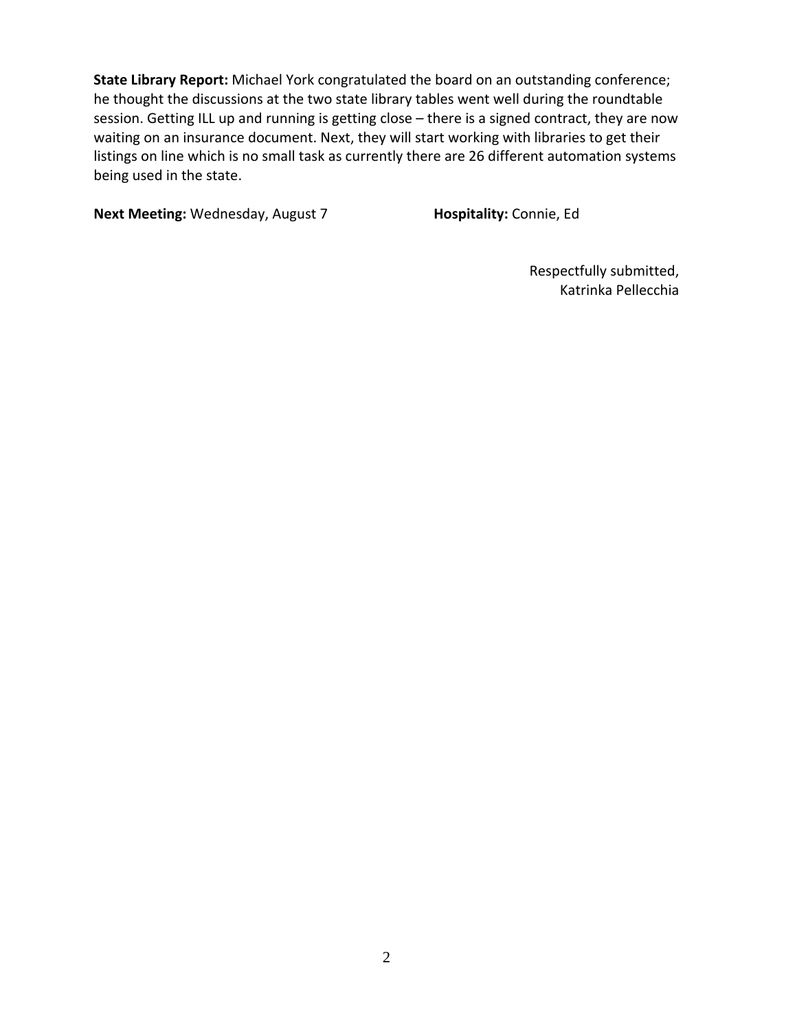**State Library Report:** Michael York congratulated the board on an outstanding conference; he thought the discussions at the two state library tables went well during the roundtable session. Getting ILL up and running is getting close – there is a signed contract, they are now waiting on an insurance document. Next, they will start working with libraries to get their listings on line which is no small task as currently there are 26 different automation systems being used in the state.

**Next Meeting:** Wednesday, August 7 **Hospitality:** Connie, Ed

Respectfully submitted,
Katrinka Pellecchia